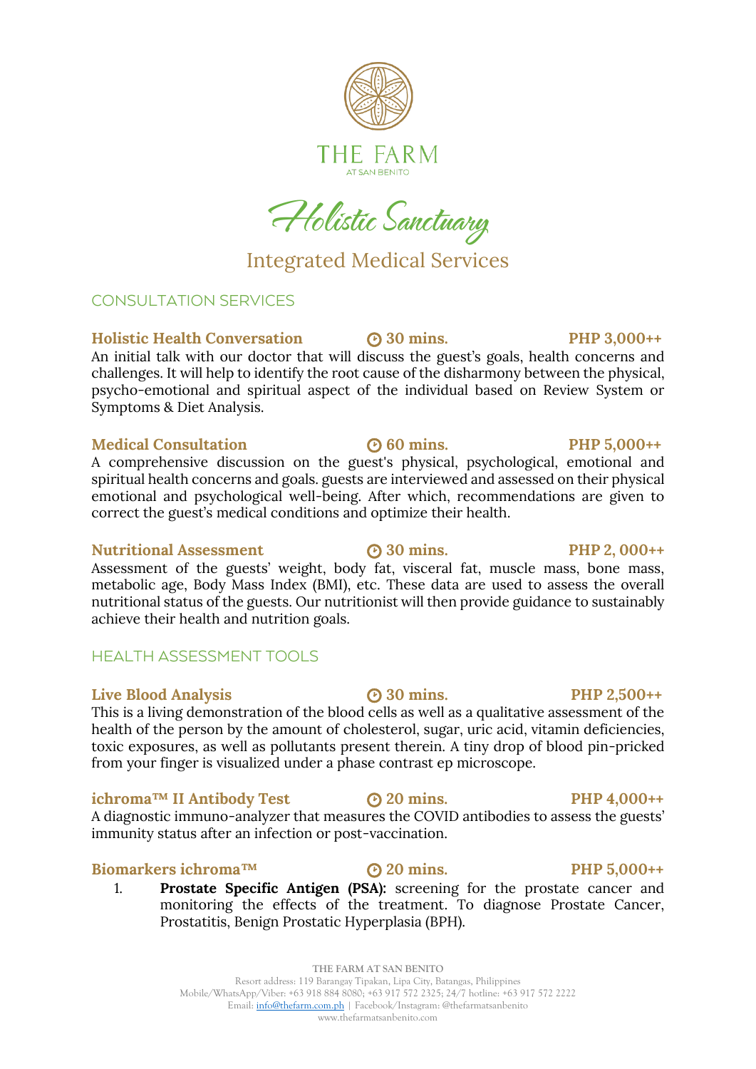# THE FARM
AT SAN BENITO

## Holistic Sanctuary

## Integrated Medical Services

### CONSULTATION SERVICES

**Holistic Health Conversation** **30 mins.** **PHP 3,000++**
An initial talk with our doctor that will discuss the guest's goals, health concerns and challenges. It will help to identify the root cause of the disharmony between the physical, psycho-emotional and spiritual aspect of the individual based on Review System or Symptoms & Diet Analysis.

**Medical Consultation** **60 mins.** **PHP 5,000++**
A comprehensive discussion on the guest's physical, psychological, emotional and spiritual health concerns and goals. guests are interviewed and assessed on their physical emotional and psychological well-being. After which, recommendations are given to correct the guest's medical conditions and optimize their health.

**Nutritional Assessment** **30 mins.** **PHP 2, 000++**
Assessment of the guests' weight, body fat, visceral fat, muscle mass, bone mass, metabolic age, Body Mass Index (BMI), etc. These data are used to assess the overall nutritional status of the guests. Our nutritionist will then provide guidance to sustainably achieve their health and nutrition goals.

### HEALTH ASSESSMENT TOOLS

**Live Blood Analysis** **30 mins.** **PHP 2,500++**
This is a living demonstration of the blood cells as well as a qualitative assessment of the health of the person by the amount of cholesterol, sugar, uric acid, vitamin deficiencies, toxic exposures, as well as pollutants present therein. A tiny drop of blood pin-pricked from your finger is visualized under a phase contrast ep microscope.

**ichroma™ II Antibody Test** **20 mins.** **PHP 4,000++**
A diagnostic immuno-analyzer that measures the COVID antibodies to assess the guests' immunity status after an infection or post-vaccination.

**Biomarkers ichroma™** **20 mins.** **PHP 5,000++**

1. **Prostate Specific Antigen (PSA):** screening for the prostate cancer and monitoring the effects of the treatment. To diagnose Prostate Cancer, Prostatitis, Benign Prostatic Hyperplasia (BPH).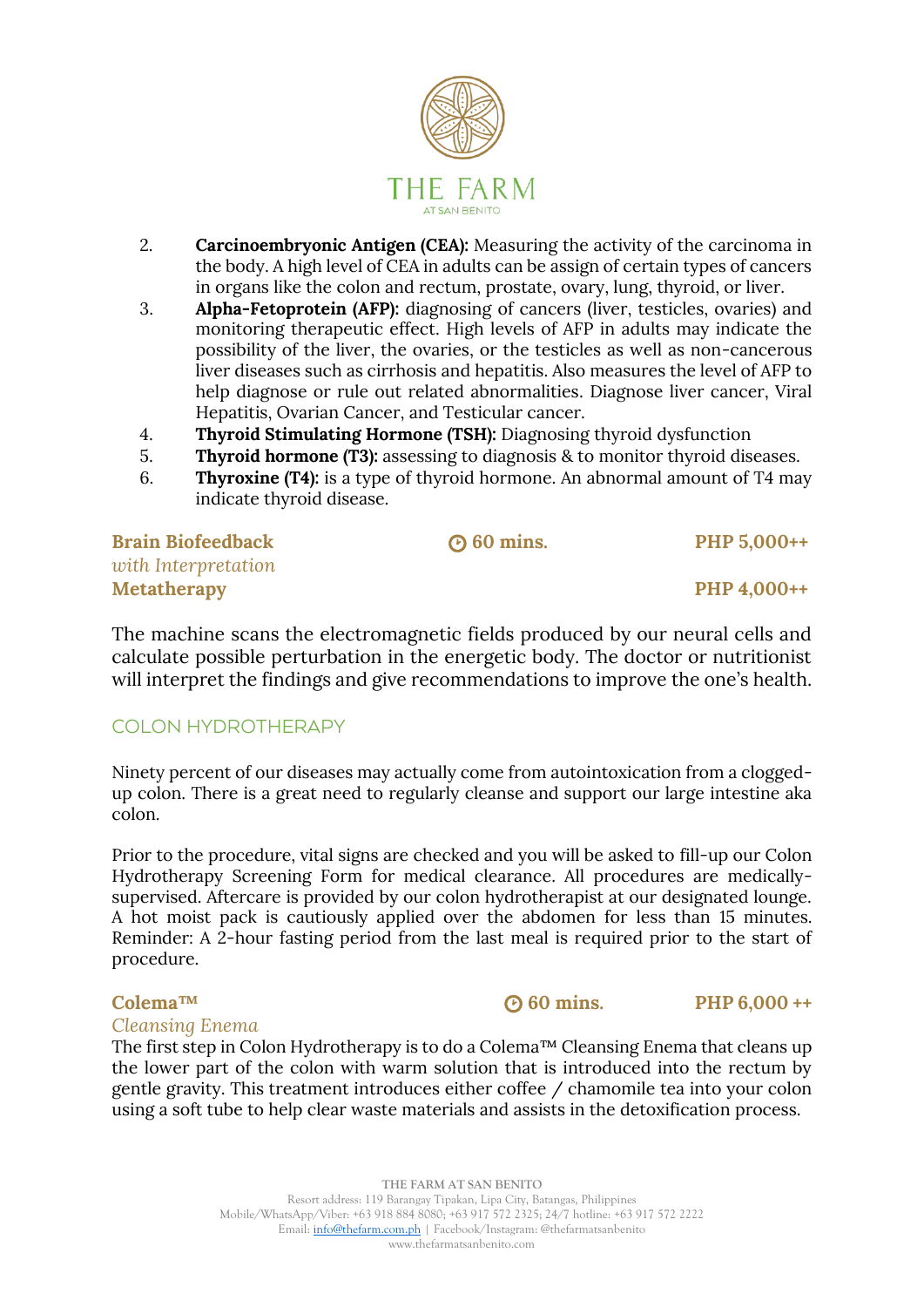2. **Carcinoembryonic Antigen (CEA):** Measuring the activity of the carcinoma in the body. A high level of CEA in adults can be assign of certain types of cancers in organs like the colon and rectum, prostate, ovary, lung, thyroid, or liver.
3. **Alpha-Fetoprotein (AFP):** diagnosing of cancers (liver, testicles, ovaries) and monitoring therapeutic effect. High levels of AFP in adults may indicate the possibility of the liver, the ovaries, or the testicles as well as non-cancerous liver diseases such as cirrhosis and hepatitis. Also measures the level of AFP to help diagnose or rule out related abnormalities. Diagnose liver cancer, Viral Hepatitis, Ovarian Cancer, and Testicular cancer.
4. **Thyroid Stimulating Hormone (TSH):** Diagnosing thyroid dysfunction
5. **Thyroid hormone (T3):** assessing to diagnosis & to monitor thyroid diseases.
6. **Thyroxine (T4):** is a type of thyroid hormone. An abnormal amount of T4 may indicate thyroid disease.

**Brain Biofeedback** — 60 mins. — **PHP 5,000++**
*with Interpretation*
**Metatherapy** — **PHP 4,000++**

The machine scans the electromagnetic fields produced by our neural cells and calculate possible perturbation in the energetic body. The doctor or nutritionist will interpret the findings and give recommendations to improve the one's health.

## COLON HYDROTHERAPY

Ninety percent of our diseases may actually come from autointoxication from a clogged-up colon. There is a great need to regularly cleanse and support our large intestine aka colon.

Prior to the procedure, vital signs are checked and you will be asked to fill-up our Colon Hydrotherapy Screening Form for medical clearance. All procedures are medically-supervised. Aftercare is provided by our colon hydrotherapist at our designated lounge. A hot moist pack is cautiously applied over the abdomen for less than 15 minutes. Reminder: A 2-hour fasting period from the last meal is required prior to the start of procedure.

**Colema™** — 60 mins. — **PHP 6,000 ++**
*Cleansing Enema*
The first step in Colon Hydrotherapy is to do a Colema™ Cleansing Enema that cleans up the lower part of the colon with warm solution that is introduced into the rectum by gentle gravity. This treatment introduces either coffee / chamomile tea into your colon using a soft tube to help clear waste materials and assists in the detoxification process.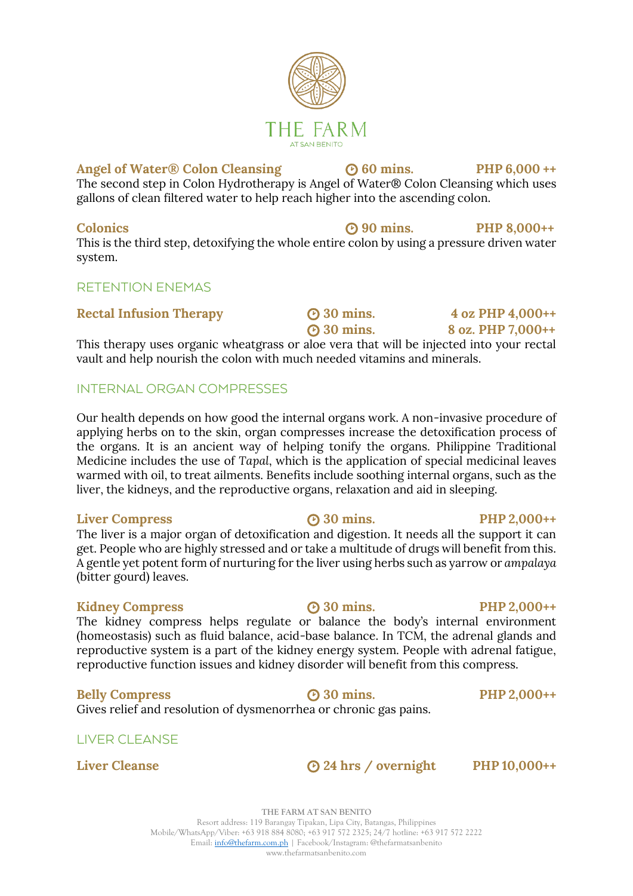**Angel of Water® Colon Cleansing** ⏱ 60 mins. **PHP 6,000 ++**

The second step in Colon Hydrotherapy is Angel of Water® Colon Cleansing which uses gallons of clean filtered water to help reach higher into the ascending colon.

**Colonics** ⏱ 90 mins. **PHP 8,000++**

This is the third step, detoxifying the whole entire colon by using a pressure driven water system.

## RETENTION ENEMAS

**Rectal Infusion Therapy** ⏱ 30 mins. **4 oz PHP 4,000++**
⏱ 30 mins. **8 oz. PHP 7,000++**

This therapy uses organic wheatgrass or aloe vera that will be injected into your rectal vault and help nourish the colon with much needed vitamins and minerals.

## INTERNAL ORGAN COMPRESSES

Our health depends on how good the internal organs work. A non-invasive procedure of applying herbs on to the skin, organ compresses increase the detoxification process of the organs. It is an ancient way of helping tonify the organs. Philippine Traditional Medicine includes the use of *Tapal*, which is the application of special medicinal leaves warmed with oil, to treat ailments. Benefits include soothing internal organs, such as the liver, the kidneys, and the reproductive organs, relaxation and aid in sleeping.

**Liver Compress** ⏱ 30 mins. **PHP 2,000++**

The liver is a major organ of detoxification and digestion. It needs all the support it can get. People who are highly stressed and or take a multitude of drugs will benefit from this. A gentle yet potent form of nurturing for the liver using herbs such as yarrow or *ampalaya* (bitter gourd) leaves.

**Kidney Compress** ⏱ 30 mins. **PHP 2,000++**

The kidney compress helps regulate or balance the body's internal environment (homeostasis) such as fluid balance, acid-base balance. In TCM, the adrenal glands and reproductive system is a part of the kidney energy system. People with adrenal fatigue, reproductive function issues and kidney disorder will benefit from this compress.

**Belly Compress** ⏱ 30 mins. **PHP 2,000++**

Gives relief and resolution of dysmenorrhea or chronic gas pains.

## LIVER CLEANSE

**Liver Cleanse** ⏱ 24 hrs / overnight **PHP 10,000++**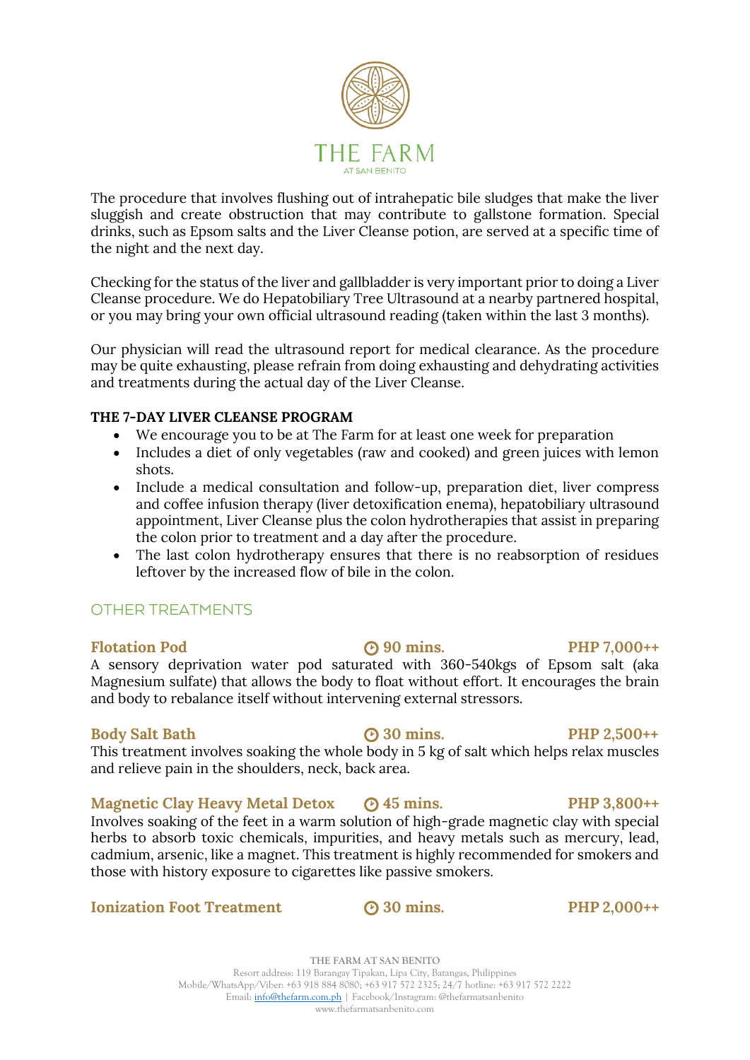The procedure that involves flushing out of intrahepatic bile sludges that make the liver sluggish and create obstruction that may contribute to gallstone formation. Special drinks, such as Epsom salts and the Liver Cleanse potion, are served at a specific time of the night and the next day.

Checking for the status of the liver and gallbladder is very important prior to doing a Liver Cleanse procedure. We do Hepatobiliary Tree Ultrasound at a nearby partnered hospital, or you may bring your own official ultrasound reading (taken within the last 3 months).

Our physician will read the ultrasound report for medical clearance. As the procedure may be quite exhausting, please refrain from doing exhausting and dehydrating activities and treatments during the actual day of the Liver Cleanse.

**THE 7-DAY LIVER CLEANSE PROGRAM**

- We encourage you to be at The Farm for at least one week for preparation
- Includes a diet of only vegetables (raw and cooked) and green juices with lemon shots.
- Include a medical consultation and follow-up, preparation diet, liver compress and coffee infusion therapy (liver detoxification enema), hepatobiliary ultrasound appointment, Liver Cleanse plus the colon hydrotherapies that assist in preparing the colon prior to treatment and a day after the procedure.
- The last colon hydrotherapy ensures that there is no reabsorption of residues leftover by the increased flow of bile in the colon.

## OTHER TREATMENTS

**Flotation Pod** — 90 mins. — **PHP 7,000++**

A sensory deprivation water pod saturated with 360-540kgs of Epsom salt (aka Magnesium sulfate) that allows the body to float without effort. It encourages the brain and body to rebalance itself without intervening external stressors.

**Body Salt Bath** — 30 mins. — **PHP 2,500++**

This treatment involves soaking the whole body in 5 kg of salt which helps relax muscles and relieve pain in the shoulders, neck, back area.

**Magnetic Clay Heavy Metal Detox** — 45 mins. — **PHP 3,800++**

Involves soaking of the feet in a warm solution of high-grade magnetic clay with special herbs to absorb toxic chemicals, impurities, and heavy metals such as mercury, lead, cadmium, arsenic, like a magnet. This treatment is highly recommended for smokers and those with history exposure to cigarettes like passive smokers.

**Ionization Foot Treatment** — 30 mins. — **PHP 2,000++**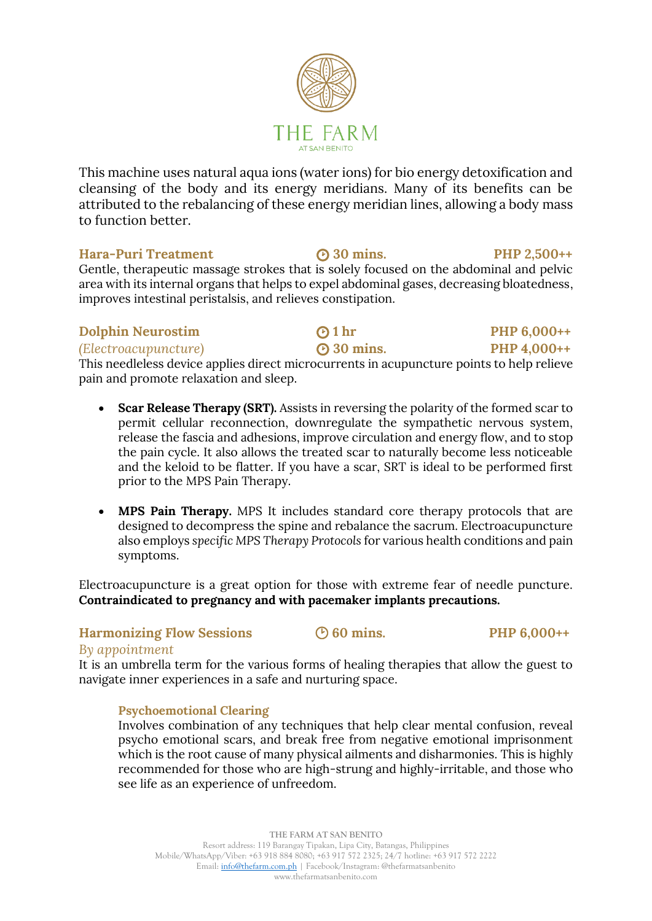This machine uses natural aqua ions (water ions) for bio energy detoxification and cleansing of the body and its energy meridians. Many of its benefits can be attributed to the rebalancing of these energy meridian lines, allowing a body mass to function better.

### Hara-Puri Treatment — 30 mins. — PHP 2,500++

Gentle, therapeutic massage strokes that is solely focused on the abdominal and pelvic area with its internal organs that helps to expel abdominal gases, decreasing bloatedness, improves intestinal peristalsis, and relieves constipation.

### Dolphin Neurostim — 1 hr — PHP 6,000++

*(Electroacupuncture)* — 30 mins. — PHP 4,000++

This needleless device applies direct microcurrents in acupuncture points to help relieve pain and promote relaxation and sleep.

- **Scar Release Therapy (SRT).** Assists in reversing the polarity of the formed scar to permit cellular reconnection, downregulate the sympathetic nervous system, release the fascia and adhesions, improve circulation and energy flow, and to stop the pain cycle. It also allows the treated scar to naturally become less noticeable and the keloid to be flatter. If you have a scar, SRT is ideal to be performed first prior to the MPS Pain Therapy.

- **MPS Pain Therapy.** MPS It includes standard core therapy protocols that are designed to decompress the spine and rebalance the sacrum. Electroacupuncture also employs *specific MPS Therapy Protocols* for various health conditions and pain symptoms.

Electroacupuncture is a great option for those with extreme fear of needle puncture. **Contraindicated to pregnancy and with pacemaker implants precautions.**

### Harmonizing Flow Sessions — 60 mins. — PHP 6,000++

*By appointment*

It is an umbrella term for the various forms of healing therapies that allow the guest to navigate inner experiences in a safe and nurturing space.

#### Psychoemotional Clearing

Involves combination of any techniques that help clear mental confusion, reveal psycho emotional scars, and break free from negative emotional imprisonment which is the root cause of many physical ailments and disharmonies. This is highly recommended for those who are high-strung and highly-irritable, and those who see life as an experience of unfreedom.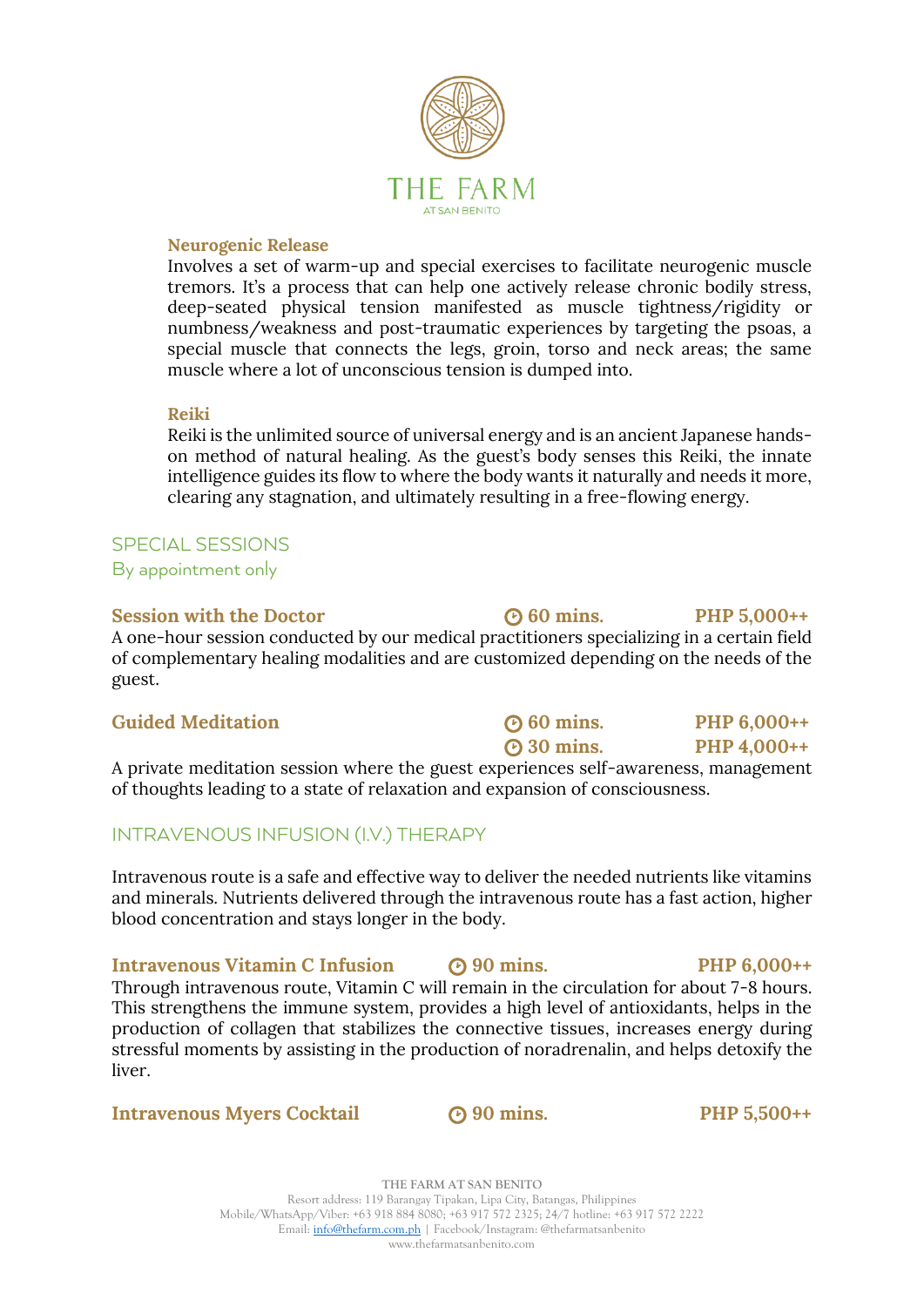### Neurogenic Release

Involves a set of warm-up and special exercises to facilitate neurogenic muscle tremors. It's a process that can help one actively release chronic bodily stress, deep-seated physical tension manifested as muscle tightness/rigidity or numbness/weakness and post-traumatic experiences by targeting the psoas, a special muscle that connects the legs, groin, torso and neck areas; the same muscle where a lot of unconscious tension is dumped into.

### Reiki

Reiki is the unlimited source of universal energy and is an ancient Japanese hands-on method of natural healing. As the guest's body senses this Reiki, the innate intelligence guides its flow to where the body wants it naturally and needs it more, clearing any stagnation, and ultimately resulting in a free-flowing energy.

## SPECIAL SESSIONS

By appointment only

**Session with the Doctor** — 60 mins. — **PHP 5,000++**

A one-hour session conducted by our medical practitioners specializing in a certain field of complementary healing modalities and are customized depending on the needs of the guest.

**Guided Meditation** — 60 mins. — **PHP 6,000++**; 30 mins. — **PHP 4,000++**

A private meditation session where the guest experiences self-awareness, management of thoughts leading to a state of relaxation and expansion of consciousness.

## INTRAVENOUS INFUSION (I.V.) THERAPY

Intravenous route is a safe and effective way to deliver the needed nutrients like vitamins and minerals. Nutrients delivered through the intravenous route has a fast action, higher blood concentration and stays longer in the body.

**Intravenous Vitamin C Infusion** — 90 mins. — **PHP 6,000++**

Through intravenous route, Vitamin C will remain in the circulation for about 7-8 hours. This strengthens the immune system, provides a high level of antioxidants, helps in the production of collagen that stabilizes the connective tissues, increases energy during stressful moments by assisting in the production of noradrenalin, and helps detoxify the liver.

**Intravenous Myers Cocktail** — 90 mins. — **PHP 5,500++**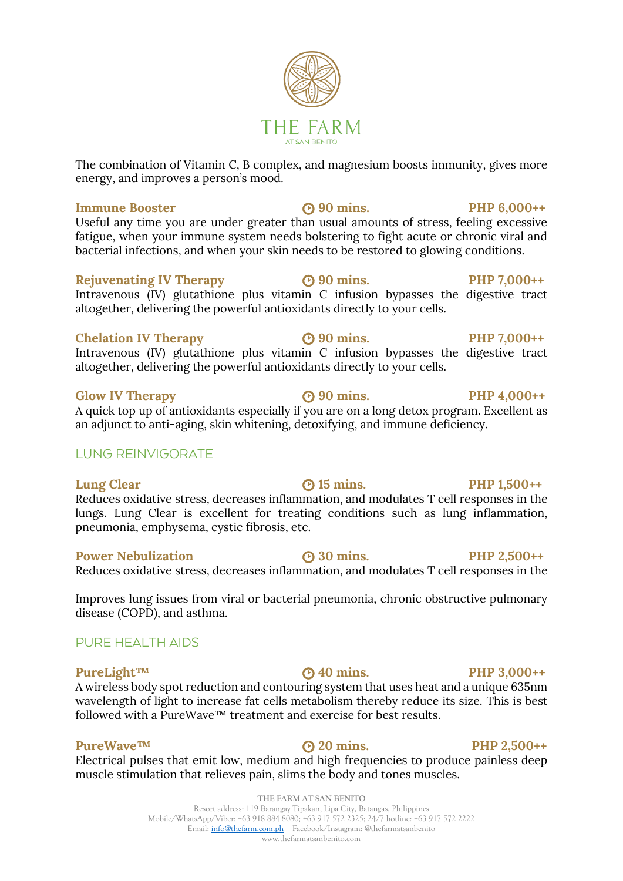The combination of Vitamin C, B complex, and magnesium boosts immunity, gives more energy, and improves a person's mood.

**Immune Booster** — 90 mins. — PHP 6,000++

Useful any time you are under greater than usual amounts of stress, feeling excessive fatigue, when your immune system needs bolstering to fight acute or chronic viral and bacterial infections, and when your skin needs to be restored to glowing conditions.

**Rejuvenating IV Therapy** — 90 mins. — PHP 7,000++

Intravenous (IV) glutathione plus vitamin C infusion bypasses the digestive tract altogether, delivering the powerful antioxidants directly to your cells.

**Chelation IV Therapy** — 90 mins. — PHP 7,000++

Intravenous (IV) glutathione plus vitamin C infusion bypasses the digestive tract altogether, delivering the powerful antioxidants directly to your cells.

**Glow IV Therapy** — 90 mins. — PHP 4,000++

A quick top up of antioxidants especially if you are on a long detox program. Excellent as an adjunct to anti-aging, skin whitening, detoxifying, and immune deficiency.

## LUNG REINVIGORATE

**Lung Clear** — 15 mins. — PHP 1,500++

Reduces oxidative stress, decreases inflammation, and modulates T cell responses in the lungs. Lung Clear is excellent for treating conditions such as lung inflammation, pneumonia, emphysema, cystic fibrosis, etc.

**Power Nebulization** — 30 mins. — PHP 2,500++

Reduces oxidative stress, decreases inflammation, and modulates T cell responses in the

Improves lung issues from viral or bacterial pneumonia, chronic obstructive pulmonary disease (COPD), and asthma.

## PURE HEALTH AIDS

**PureLight™** — 40 mins. — PHP 3,000++

A wireless body spot reduction and contouring system that uses heat and a unique 635nm wavelength of light to increase fat cells metabolism thereby reduce its size. This is best followed with a PureWave™ treatment and exercise for best results.

**PureWave™** — 20 mins. — PHP 2,500++

Electrical pulses that emit low, medium and high frequencies to produce painless deep muscle stimulation that relieves pain, slims the body and tones muscles.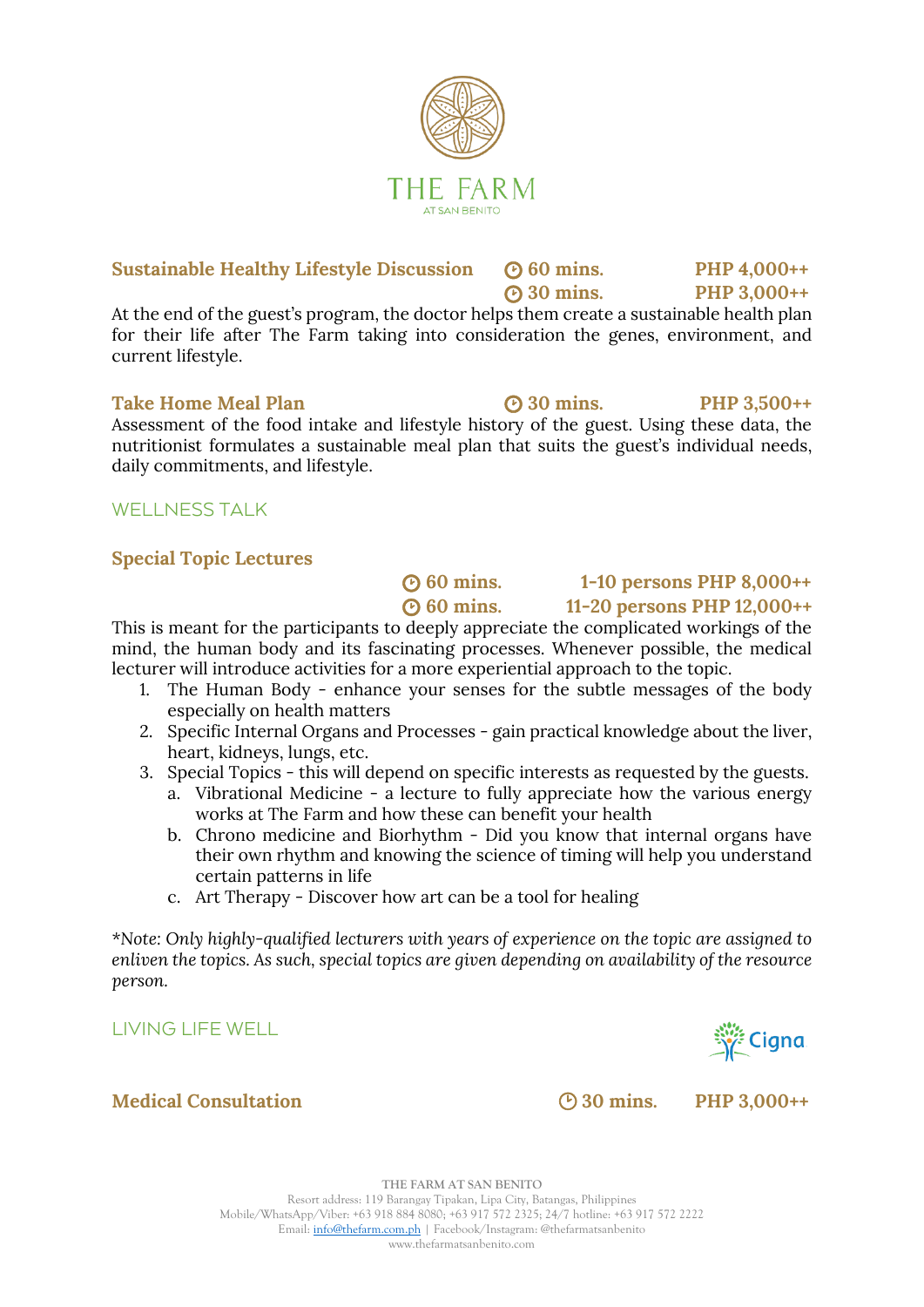THE FARM

AT SAN BENITO

### Sustainable Healthy Lifestyle Discussion

60 mins. PHP 4,000++

30 mins. PHP 3,000++

At the end of the guest's program, the doctor helps them create a sustainable health plan for their life after The Farm taking into consideration the genes, environment, and current lifestyle.

### Take Home Meal Plan

30 mins. PHP 3,500++

Assessment of the food intake and lifestyle history of the guest. Using these data, the nutritionist formulates a sustainable meal plan that suits the guest's individual needs, daily commitments, and lifestyle.

## WELLNESS TALK

### Special Topic Lectures

60 mins. 1-10 persons PHP 8,000++

60 mins. 11-20 persons PHP 12,000++

This is meant for the participants to deeply appreciate the complicated workings of the mind, the human body and its fascinating processes. Whenever possible, the medical lecturer will introduce activities for a more experiential approach to the topic.

1. The Human Body - enhance your senses for the subtle messages of the body especially on health matters
2. Specific Internal Organs and Processes - gain practical knowledge about the liver, heart, kidneys, lungs, etc.
3. Special Topics - this will depend on specific interests as requested by the guests.
   a. Vibrational Medicine - a lecture to fully appreciate how the various energy works at The Farm and how these can benefit your health
   b. Chrono medicine and Biorhythm - Did you know that internal organs have their own rhythm and knowing the science of timing will help you understand certain patterns in life
   c. Art Therapy - Discover how art can be a tool for healing

*Note: *Only highly-qualified lecturers with years of experience on the topic are assigned to enliven the topics. As such, special topics are given depending on availability of the resource person.*

## LIVING LIFE WELL

Cigna

### Medical Consultation

30 mins. PHP 3,000++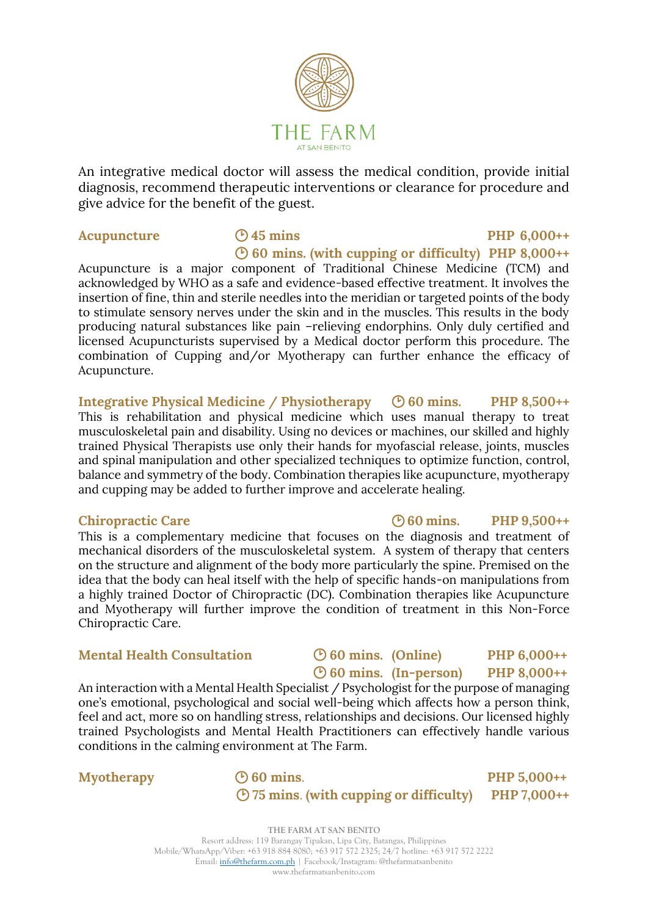THE FARM

AT SAN BENITO

An integrative medical doctor will assess the medical condition, provide initial diagnosis, recommend therapeutic interventions or clearance for procedure and give advice for the benefit of the guest.

**Acupuncture** — 45 mins — PHP 6,000++
60 mins. (with cupping or difficulty) — PHP 8,000++

Acupuncture is a major component of Traditional Chinese Medicine (TCM) and acknowledged by WHO as a safe and evidence-based effective treatment. It involves the insertion of fine, thin and sterile needles into the meridian or targeted points of the body to stimulate sensory nerves under the skin and in the muscles. This results in the body producing natural substances like pain –relieving endorphins. Only duly certified and licensed Acupuncturists supervised by a Medical doctor perform this procedure. The combination of Cupping and/or Myotherapy can further enhance the efficacy of Acupuncture.

**Integrative Physical Medicine / Physiotherapy** — 60 mins. — PHP 8,500++

This is rehabilitation and physical medicine which uses manual therapy to treat musculoskeletal pain and disability. Using no devices or machines, our skilled and highly trained Physical Therapists use only their hands for myofascial release, joints, muscles and spinal manipulation and other specialized techniques to optimize function, control, balance and symmetry of the body. Combination therapies like acupuncture, myotherapy and cupping may be added to further improve and accelerate healing.

**Chiropractic Care** — 60 mins. — PHP 9,500++

This is a complementary medicine that focuses on the diagnosis and treatment of mechanical disorders of the musculoskeletal system. A system of therapy that centers on the structure and alignment of the body more particularly the spine. Premised on the idea that the body can heal itself with the help of specific hands-on manipulations from a highly trained Doctor of Chiropractic (DC). Combination therapies like Acupuncture and Myotherapy will further improve the condition of treatment in this Non-Force Chiropractic Care.

**Mental Health Consultation** — 60 mins. (Online) — PHP 6,000++
60 mins. (In-person) — PHP 8,000++

An interaction with a Mental Health Specialist / Psychologist for the purpose of managing one's emotional, psychological and social well-being which affects how a person think, feel and act, more so on handling stress, relationships and decisions. Our licensed highly trained Psychologists and Mental Health Practitioners can effectively handle various conditions in the calming environment at The Farm.

**Myotherapy** — 60 mins. — PHP 5,000++
75 mins. (with cupping or difficulty) — PHP 7,000++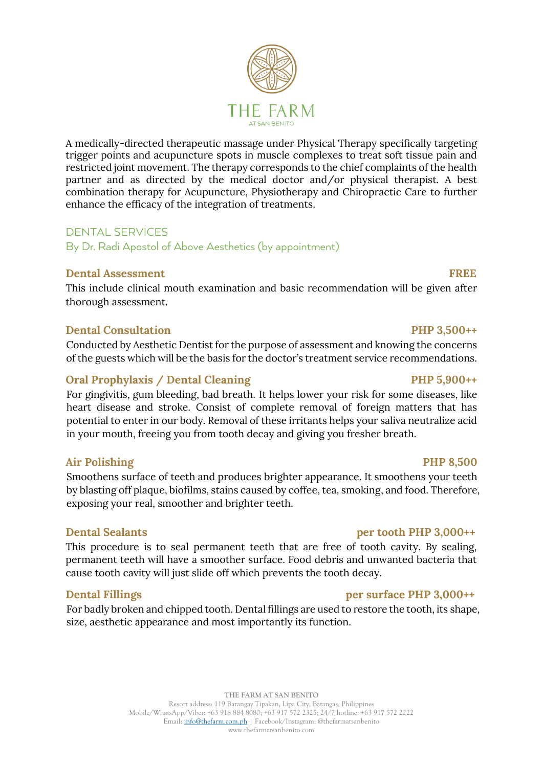A medically-directed therapeutic massage under Physical Therapy specifically targeting trigger points and acupuncture spots in muscle complexes to treat soft tissue pain and restricted joint movement. The therapy corresponds to the chief complaints of the health partner and as directed by the medical doctor and/or physical therapist. A best combination therapy for Acupuncture, Physiotherapy and Chiropractic Care to further enhance the efficacy of the integration of treatments.

## DENTAL SERVICES

By Dr. Radi Apostol of Above Aesthetics (by appointment)

### Dental Assessment — FREE

This include clinical mouth examination and basic recommendation will be given after thorough assessment.

### Dental Consultation — PHP 3,500++

Conducted by Aesthetic Dentist for the purpose of assessment and knowing the concerns of the guests which will be the basis for the doctor's treatment service recommendations.

### Oral Prophylaxis / Dental Cleaning — PHP 5,900++

For gingivitis, gum bleeding, bad breath. It helps lower your risk for some diseases, like heart disease and stroke. Consist of complete removal of foreign matters that has potential to enter in our body. Removal of these irritants helps your saliva neutralize acid in your mouth, freeing you from tooth decay and giving you fresher breath.

### Air Polishing — PHP 8,500

Smoothens surface of teeth and produces brighter appearance. It smoothens your teeth by blasting off plaque, biofilms, stains caused by coffee, tea, smoking, and food. Therefore, exposing your real, smoother and brighter teeth.

### Dental Sealants — per tooth PHP 3,000++

This procedure is to seal permanent teeth that are free of tooth cavity. By sealing, permanent teeth will have a smoother surface. Food debris and unwanted bacteria that cause tooth cavity will just slide off which prevents the tooth decay.

### Dental Fillings — per surface PHP 3,000++

For badly broken and chipped tooth. Dental fillings are used to restore the tooth, its shape, size, aesthetic appearance and most importantly its function.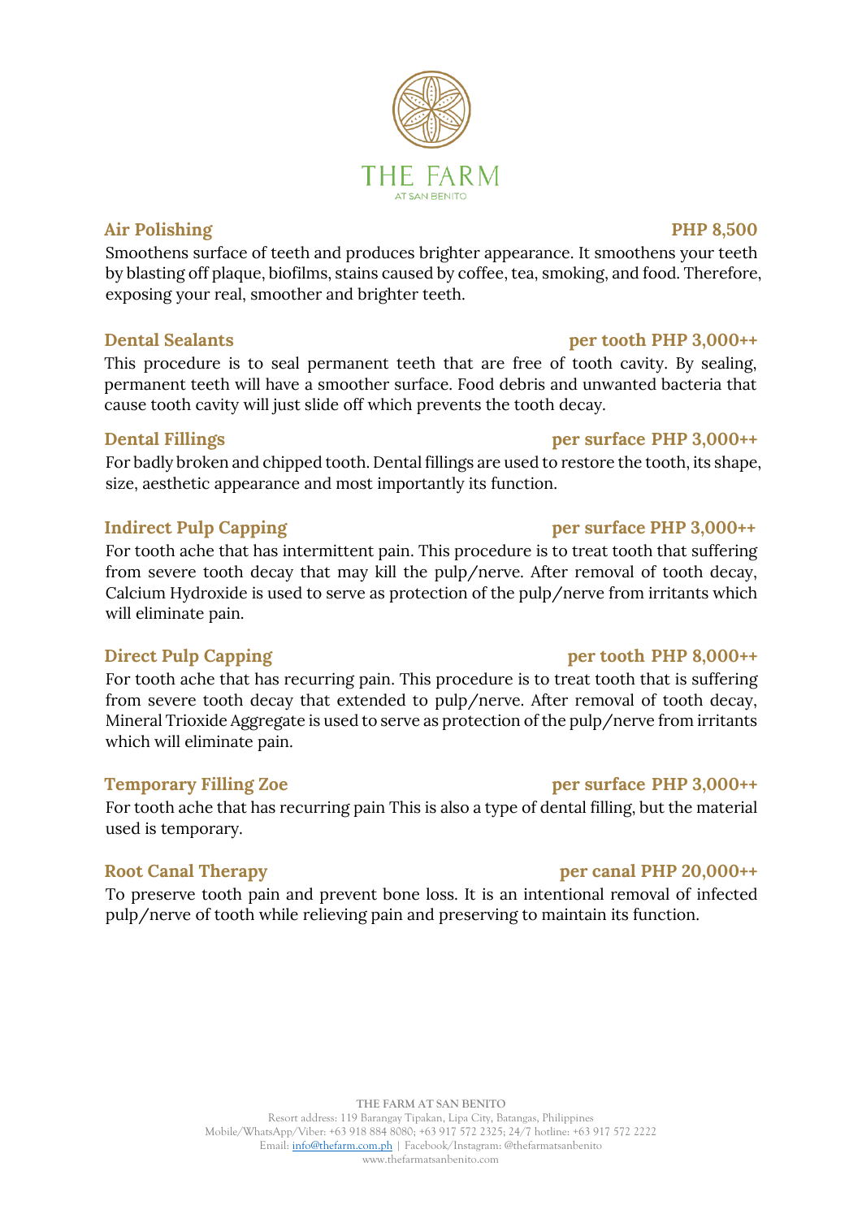THE FARM

AT SAN BENITO

### Air Polishing — PHP 8,500

Smoothens surface of teeth and produces brighter appearance. It smoothens your teeth by blasting off plaque, biofilms, stains caused by coffee, tea, smoking, and food. Therefore, exposing your real, smoother and brighter teeth.

### Dental Sealants — per tooth PHP 3,000++

This procedure is to seal permanent teeth that are free of tooth cavity. By sealing, permanent teeth will have a smoother surface. Food debris and unwanted bacteria that cause tooth cavity will just slide off which prevents the tooth decay.

### Dental Fillings — per surface PHP 3,000++

For badly broken and chipped tooth. Dental fillings are used to restore the tooth, its shape, size, aesthetic appearance and most importantly its function.

### Indirect Pulp Capping — per surface PHP 3,000++

For tooth ache that has intermittent pain. This procedure is to treat tooth that suffering from severe tooth decay that may kill the pulp/nerve. After removal of tooth decay, Calcium Hydroxide is used to serve as protection of the pulp/nerve from irritants which will eliminate pain.

### Direct Pulp Capping — per tooth PHP 8,000++

For tooth ache that has recurring pain. This procedure is to treat tooth that is suffering from severe tooth decay that extended to pulp/nerve. After removal of tooth decay, Mineral Trioxide Aggregate is used to serve as protection of the pulp/nerve from irritants which will eliminate pain.

### Temporary Filling Zoe — per surface PHP 3,000++

For tooth ache that has recurring pain This is also a type of dental filling, but the material used is temporary.

### Root Canal Therapy — per canal PHP 20,000++

To preserve tooth pain and prevent bone loss. It is an intentional removal of infected pulp/nerve of tooth while relieving pain and preserving to maintain its function.

THE FARM AT SAN BENITO
Resort address: 119 Barangay Tipakan, Lipa City, Batangas, Philippines
Mobile/WhatsApp/Viber: +63 918 884 8080; +63 917 572 2325; 24/7 hotline: +63 917 572 2222
Email: info@thefarm.com.ph | Facebook/Instagram: @thefarmatsanbenito
www.thefarmatsanbenito.com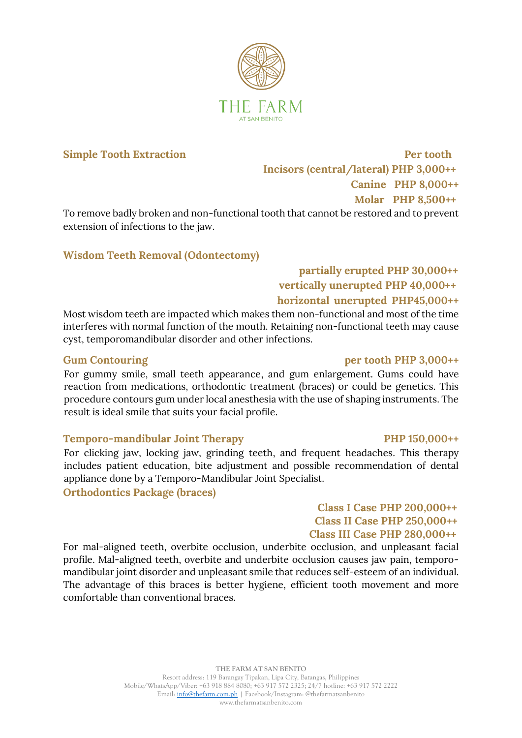THE FARM

AT SAN BENITO

**Simple Tooth Extraction** **Per tooth**

**Incisors (central/lateral) PHP 3,000++**

**Canine PHP 8,000++**

**Molar PHP 8,500++**

To remove badly broken and non-functional tooth that cannot be restored and to prevent extension of infections to the jaw.

**Wisdom Teeth Removal (Odontectomy)**

**partially erupted PHP 30,000++**

**vertically unerupted PHP 40,000++**

**horizontal unerupted PHP45,000++**

Most wisdom teeth are impacted which makes them non-functional and most of the time interferes with normal function of the mouth. Retaining non-functional teeth may cause cyst, temporomandibular disorder and other infections.

**Gum Contouring** **per tooth PHP 3,000++**

For gummy smile, small teeth appearance, and gum enlargement. Gums could have reaction from medications, orthodontic treatment (braces) or could be genetics. This procedure contours gum under local anesthesia with the use of shaping instruments. The result is ideal smile that suits your facial profile.

**Temporo-mandibular Joint Therapy** **PHP 150,000++**

For clicking jaw, locking jaw, grinding teeth, and frequent headaches. This therapy includes patient education, bite adjustment and possible recommendation of dental appliance done by a Temporo-Mandibular Joint Specialist.

**Orthodontics Package (braces)**

**Class I Case PHP 200,000++**

**Class II Case PHP 250,000++**

**Class III Case PHP 280,000++**

For mal-aligned teeth, overbite occlusion, underbite occlusion, and unpleasant facial profile. Mal-aligned teeth, overbite and underbite occlusion causes jaw pain, temporo-mandibular joint disorder and unpleasant smile that reduces self-esteem of an individual. The advantage of this braces is better hygiene, efficient tooth movement and more comfortable than conventional braces.

THE FARM AT SAN BENITO
Resort address: 119 Barangay Tipakan, Lipa City, Batangas, Philippines
Mobile/WhatsApp/Viber: +63 918 884 8080; +63 917 572 2325; 24/7 hotline: +63 917 572 2222
Email: info@thefarm.com.ph | Facebook/Instagram: @thefarmatsanbenito
www.thefarmatsanbenito.com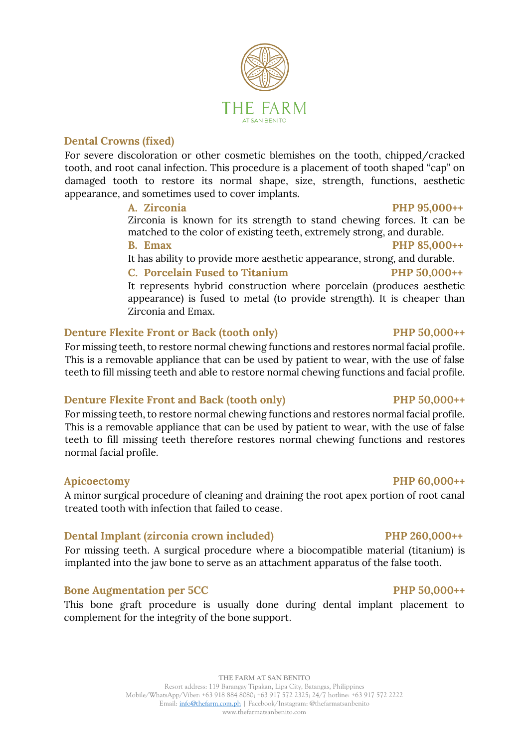### Dental Crowns (fixed)

For severe discoloration or other cosmetic blemishes on the tooth, chipped/cracked tooth, and root canal infection. This procedure is a placement of tooth shaped "cap" on damaged tooth to restore its normal shape, size, strength, functions, aesthetic appearance, and sometimes used to cover implants.

**A. Zirconia** — **PHP 95,000++**

Zirconia is known for its strength to stand chewing forces. It can be matched to the color of existing teeth, extremely strong, and durable.

**B. Emax** — **PHP 85,000++**

It has ability to provide more aesthetic appearance, strong, and durable.

**C. Porcelain Fused to Titanium** — **PHP 50,000++**

It represents hybrid construction where porcelain (produces aesthetic appearance) is fused to metal (to provide strength). It is cheaper than Zirconia and Emax.

### Denture Flexite Front or Back (tooth only) — PHP 50,000++

For missing teeth, to restore normal chewing functions and restores normal facial profile. This is a removable appliance that can be used by patient to wear, with the use of false teeth to fill missing teeth and able to restore normal chewing functions and facial profile.

### Denture Flexite Front and Back (tooth only) — PHP 50,000++

For missing teeth, to restore normal chewing functions and restores normal facial profile. This is a removable appliance that can be used by patient to wear, with the use of false teeth to fill missing teeth therefore restores normal chewing functions and restores normal facial profile.

### Apicoectomy — PHP 60,000++

A minor surgical procedure of cleaning and draining the root apex portion of root canal treated tooth with infection that failed to cease.

### Dental Implant (zirconia crown included) — PHP 260,000++

For missing teeth. A surgical procedure where a biocompatible material (titanium) is implanted into the jaw bone to serve as an attachment apparatus of the false tooth.

### Bone Augmentation per 5CC — PHP 50,000++

This bone graft procedure is usually done during dental implant placement to complement for the integrity of the bone support.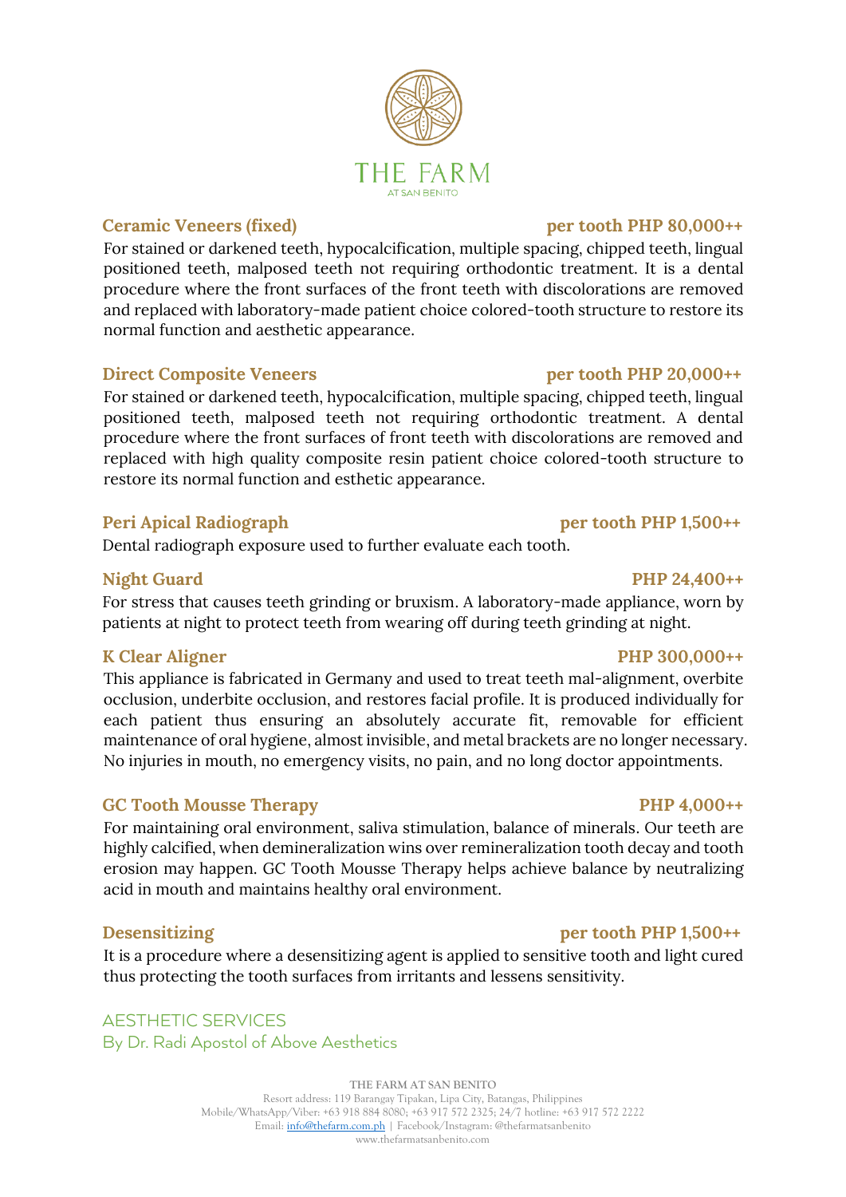**Ceramic Veneers (fixed)** **per tooth PHP 80,000++**

For stained or darkened teeth, hypocalcification, multiple spacing, chipped teeth, lingual positioned teeth, malposed teeth not requiring orthodontic treatment. It is a dental procedure where the front surfaces of the front teeth with discolorations are removed and replaced with laboratory-made patient choice colored-tooth structure to restore its normal function and aesthetic appearance.

**Direct Composite Veneers** **per tooth PHP 20,000++**

For stained or darkened teeth, hypocalcification, multiple spacing, chipped teeth, lingual positioned teeth, malposed teeth not requiring orthodontic treatment. A dental procedure where the front surfaces of front teeth with discolorations are removed and replaced with high quality composite resin patient choice colored-tooth structure to restore its normal function and esthetic appearance.

**Peri Apical Radiograph** **per tooth PHP 1,500++**

Dental radiograph exposure used to further evaluate each tooth.

**Night Guard** **PHP 24,400++**

For stress that causes teeth grinding or bruxism. A laboratory-made appliance, worn by patients at night to protect teeth from wearing off during teeth grinding at night.

**K Clear Aligner** **PHP 300,000++**

This appliance is fabricated in Germany and used to treat teeth mal-alignment, overbite occlusion, underbite occlusion, and restores facial profile. It is produced individually for each patient thus ensuring an absolutely accurate fit, removable for efficient maintenance of oral hygiene, almost invisible, and metal brackets are no longer necessary. No injuries in mouth, no emergency visits, no pain, and no long doctor appointments.

**GC Tooth Mousse Therapy** **PHP 4,000++**

For maintaining oral environment, saliva stimulation, balance of minerals. Our teeth are highly calcified, when demineralization wins over remineralization tooth decay and tooth erosion may happen. GC Tooth Mousse Therapy helps achieve balance by neutralizing acid in mouth and maintains healthy oral environment.

**Desensitizing** **per tooth PHP 1,500++**

It is a procedure where a desensitizing agent is applied to sensitive tooth and light cured thus protecting the tooth surfaces from irritants and lessens sensitivity.

## AESTHETIC SERVICES

By Dr. Radi Apostol of Above Aesthetics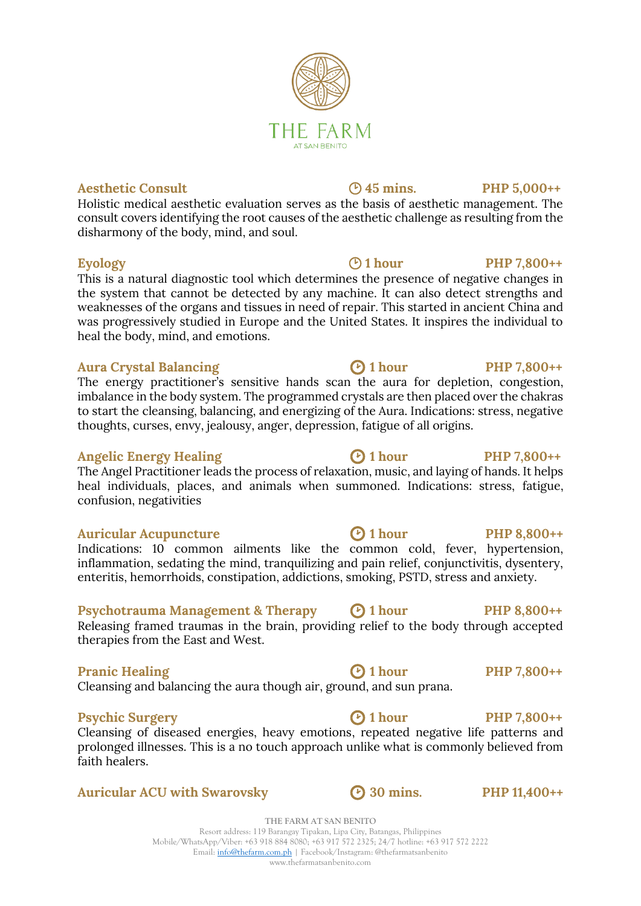THE FARM

AT SAN BENITO

**Aesthetic Consult** 45 mins. **PHP 5,000++**

Holistic medical aesthetic evaluation serves as the basis of aesthetic management. The consult covers identifying the root causes of the aesthetic challenge as resulting from the disharmony of the body, mind, and soul.

**Eyology** 1 hour **PHP 7,800++**

This is a natural diagnostic tool which determines the presence of negative changes in the system that cannot be detected by any machine. It can also detect strengths and weaknesses of the organs and tissues in need of repair. This started in ancient China and was progressively studied in Europe and the United States. It inspires the individual to heal the body, mind, and emotions.

**Aura Crystal Balancing** 1 hour **PHP 7,800++**

The energy practitioner's sensitive hands scan the aura for depletion, congestion, imbalance in the body system. The programmed crystals are then placed over the chakras to start the cleansing, balancing, and energizing of the Aura. Indications: stress, negative thoughts, curses, envy, jealousy, anger, depression, fatigue of all origins.

**Angelic Energy Healing** 1 hour **PHP 7,800++**

The Angel Practitioner leads the process of relaxation, music, and laying of hands. It helps heal individuals, places, and animals when summoned. Indications: stress, fatigue, confusion, negativities

**Auricular Acupuncture** 1 hour **PHP 8,800++**

Indications: 10 common ailments like the common cold, fever, hypertension, inflammation, sedating the mind, tranquilizing and pain relief, conjunctivitis, dysentery, enteritis, hemorrhoids, constipation, addictions, smoking, PSTD, stress and anxiety.

**Psychotrauma Management & Therapy** 1 hour **PHP 8,800++**

Releasing framed traumas in the brain, providing relief to the body through accepted therapies from the East and West.

**Pranic Healing** 1 hour **PHP 7,800++**

Cleansing and balancing the aura though air, ground, and sun prana.

**Psychic Surgery** 1 hour **PHP 7,800++**

Cleansing of diseased energies, heavy emotions, repeated negative life patterns and prolonged illnesses. This is a no touch approach unlike what is commonly believed from faith healers.

**Auricular ACU with Swarovsky** 30 mins. **PHP 11,400++**

THE FARM AT SAN BENITO
Resort address: 119 Barangay Tipakan, Lipa City, Batangas, Philippines
Mobile/WhatsApp/Viber: +63 918 884 8080; +63 917 572 2325; 24/7 hotline: +63 917 572 2222
Email: info@thefarm.com.ph | Facebook/Instagram: @thefarmatsanbenito
www.thefarmatsanbenito.com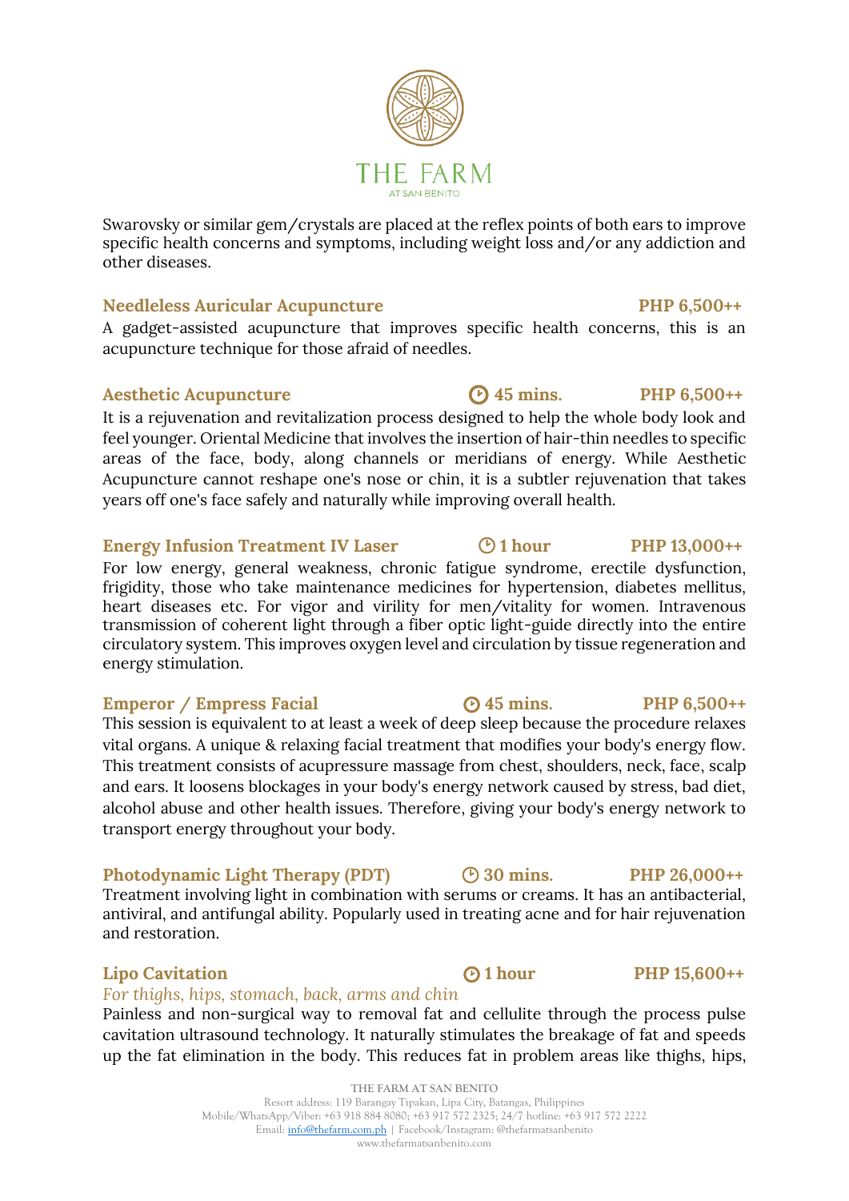Swarovsky or similar gem/crystals are placed at the reflex points of both ears to improve specific health concerns and symptoms, including weight loss and/or any addiction and other diseases.

### Needleless Auricular Acupuncture — PHP 6,500++

A gadget-assisted acupuncture that improves specific health concerns, this is an acupuncture technique for those afraid of needles.

### Aesthetic Acupuncture — 45 mins. — PHP 6,500++

It is a rejuvenation and revitalization process designed to help the whole body look and feel younger. Oriental Medicine that involves the insertion of hair-thin needles to specific areas of the face, body, along channels or meridians of energy. While Aesthetic Acupuncture cannot reshape one's nose or chin, it is a subtler rejuvenation that takes years off one's face safely and naturally while improving overall health.

### Energy Infusion Treatment IV Laser — 1 hour — PHP 13,000++

For low energy, general weakness, chronic fatigue syndrome, erectile dysfunction, frigidity, those who take maintenance medicines for hypertension, diabetes mellitus, heart diseases etc. For vigor and virility for men/vitality for women. Intravenous transmission of coherent light through a fiber optic light-guide directly into the entire circulatory system. This improves oxygen level and circulation by tissue regeneration and energy stimulation.

### Emperor / Empress Facial — 45 mins. — PHP 6,500++

This session is equivalent to at least a week of deep sleep because the procedure relaxes vital organs. A unique & relaxing facial treatment that modifies your body's energy flow. This treatment consists of acupressure massage from chest, shoulders, neck, face, scalp and ears. It loosens blockages in your body's energy network caused by stress, bad diet, alcohol abuse and other health issues. Therefore, giving your body's energy network to transport energy throughout your body.

### Photodynamic Light Therapy (PDT) — 30 mins. — PHP 26,000++

Treatment involving light in combination with serums or creams. It has an antibacterial, antiviral, and antifungal ability. Popularly used in treating acne and for hair rejuvenation and restoration.

### Lipo Cavitation — 1 hour — PHP 15,600++

*For thighs, hips, stomach, back, arms and chin*

Painless and non-surgical way to removal fat and cellulite through the process pulse cavitation ultrasound technology. It naturally stimulates the breakage of fat and speeds up the fat elimination in the body. This reduces fat in problem areas like thighs, hips,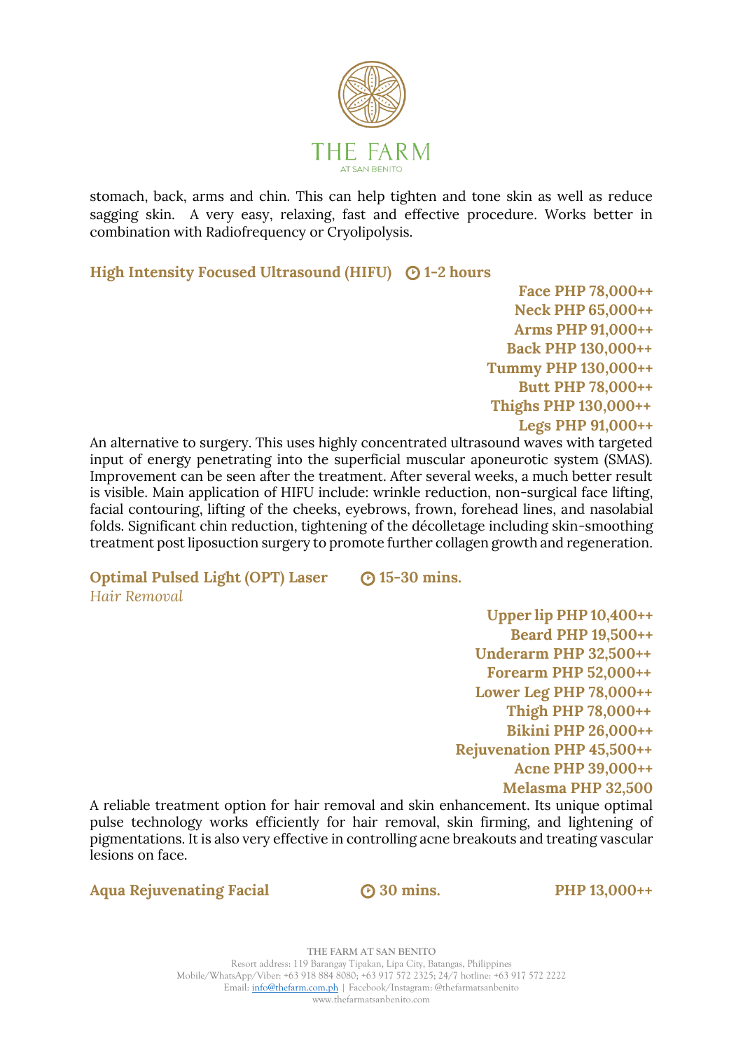stomach, back, arms and chin. This can help tighten and tone skin as well as reduce sagging skin. A very easy, relaxing, fast and effective procedure. Works better in combination with Radiofrequency or Cryolipolysis.

**High Intensity Focused Ultrasound (HIFU) 1-2 hours**

**Face PHP 78,000++**
**Neck PHP 65,000++**
**Arms PHP 91,000++**
**Back PHP 130,000++**
**Tummy PHP 130,000++**
**Butt PHP 78,000++**
**Thighs PHP 130,000++**
**Legs PHP 91,000++**

An alternative to surgery. This uses highly concentrated ultrasound waves with targeted input of energy penetrating into the superficial muscular aponeurotic system (SMAS). Improvement can be seen after the treatment. After several weeks, a much better result is visible. Main application of HIFU include: wrinkle reduction, non-surgical face lifting, facial contouring, lifting of the cheeks, eyebrows, frown, forehead lines, and nasolabial folds. Significant chin reduction, tightening of the décolletage including skin-smoothing treatment post liposuction surgery to promote further collagen growth and regeneration.

**Optimal Pulsed Light (OPT) Laser 15-30 mins.**
*Hair Removal*

**Upper lip PHP 10,400++**
**Beard PHP 19,500++**
**Underarm PHP 32,500++**
**Forearm PHP 52,000++**
**Lower Leg PHP 78,000++**
**Thigh PHP 78,000++**
**Bikini PHP 26,000++**
**Rejuvenation PHP 45,500++**
**Acne PHP 39,000++**
**Melasma PHP 32,500**

A reliable treatment option for hair removal and skin enhancement. Its unique optimal pulse technology works efficiently for hair removal, skin firming, and lightening of pigmentations. It is also very effective in controlling acne breakouts and treating vascular lesions on face.

**Aqua Rejuvenating Facial 30 mins. PHP 13,000++**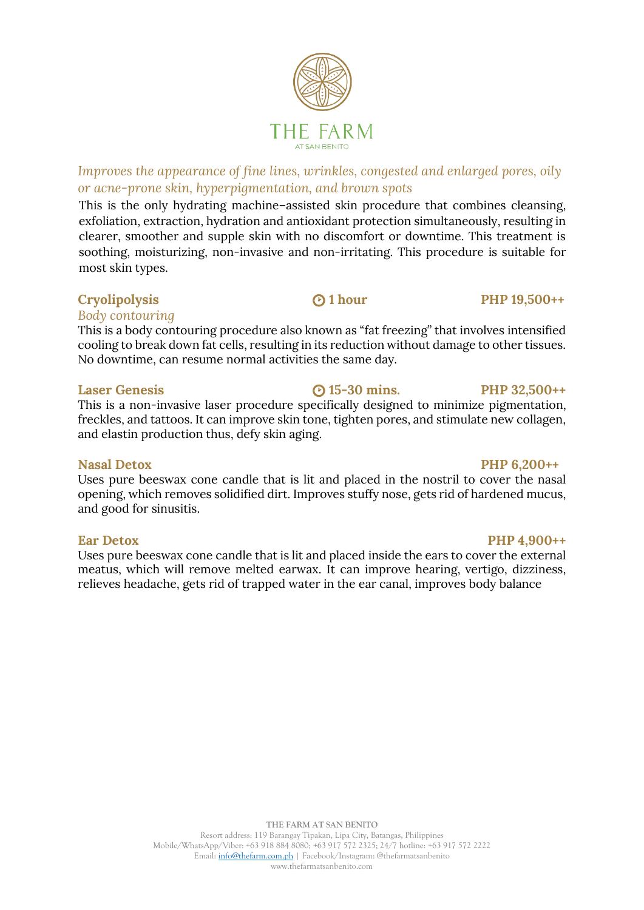# THE FARM

AT SAN BENITO

*Improves the appearance of fine lines, wrinkles, congested and enlarged pores, oily or acne-prone skin, hyperpigmentation, and brown spots*

This is the only hydrating machine–assisted skin procedure that combines cleansing, exfoliation, extraction, hydration and antioxidant protection simultaneously, resulting in clearer, smoother and supple skin with no discomfort or downtime. This treatment is soothing, moisturizing, non-invasive and non-irritating. This procedure is suitable for most skin types.

**Cryolipolysis** — **1 hour** — **PHP 19,500++**

*Body contouring*

This is a body contouring procedure also known as "fat freezing" that involves intensified cooling to break down fat cells, resulting in its reduction without damage to other tissues. No downtime, can resume normal activities the same day.

**Laser Genesis** — **15-30 mins.** — **PHP 32,500++**

This is a non-invasive laser procedure specifically designed to minimize pigmentation, freckles, and tattoos. It can improve skin tone, tighten pores, and stimulate new collagen, and elastin production thus, defy skin aging.

**Nasal Detox** — **PHP 6,200++**

Uses pure beeswax cone candle that is lit and placed in the nostril to cover the nasal opening, which removes solidified dirt. Improves stuffy nose, gets rid of hardened mucus, and good for sinusitis.

**Ear Detox** — **PHP 4,900++**

Uses pure beeswax cone candle that is lit and placed inside the ears to cover the external meatus, which will remove melted earwax. It can improve hearing, vertigo, dizziness, relieves headache, gets rid of trapped water in the ear canal, improves body balance

**THE FARM AT SAN BENITO**
Resort address: 119 Barangay Tipakan, Lipa City, Batangas, Philippines
Mobile/WhatsApp/Viber: +63 918 884 8080; +63 917 572 2325; 24/7 hotline: +63 917 572 2222
Email: info@thefarm.com.ph | Facebook/Instagram: @thefarmatsanbenito
www.thefarmatsanbenito.com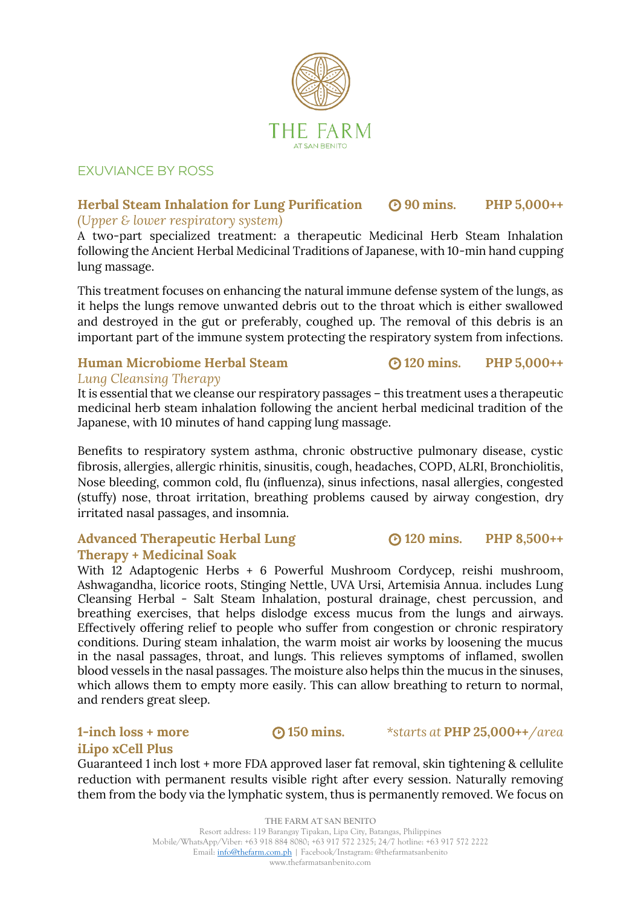# THE FARM
AT SAN BENITO

## EXUVIANCE BY ROSS

### Herbal Steam Inhalation for Lung Purification — 90 mins. — PHP 5,000++

*(Upper & lower respiratory system)*

A two-part specialized treatment: a therapeutic Medicinal Herb Steam Inhalation following the Ancient Herbal Medicinal Traditions of Japanese, with 10-min hand cupping lung massage.

This treatment focuses on enhancing the natural immune defense system of the lungs, as it helps the lungs remove unwanted debris out to the throat which is either swallowed and destroyed in the gut or preferably, coughed up. The removal of this debris is an important part of the immune system protecting the respiratory system from infections.

### Human Microbiome Herbal Steam — 120 mins. — PHP 5,000++

*Lung Cleansing Therapy*

It is essential that we cleanse our respiratory passages – this treatment uses a therapeutic medicinal herb steam inhalation following the ancient herbal medicinal tradition of the Japanese, with 10 minutes of hand capping lung massage.

Benefits to respiratory system asthma, chronic obstructive pulmonary disease, cystic fibrosis, allergies, allergic rhinitis, sinusitis, cough, headaches, COPD, ALRI, Bronchiolitis, Nose bleeding, common cold, flu (influenza), sinus infections, nasal allergies, congested (stuffy) nose, throat irritation, breathing problems caused by airway congestion, dry irritated nasal passages, and insomnia.

### Advanced Therapeutic Herbal Lung Therapy + Medicinal Soak — 120 mins. — PHP 8,500++

With 12 Adaptogenic Herbs + 6 Powerful Mushroom Cordycep, reishi mushroom, Ashwagandha, licorice roots, Stinging Nettle, UVA Ursi, Artemisia Annua. includes Lung Cleansing Herbal - Salt Steam Inhalation, postural drainage, chest percussion, and breathing exercises, that helps dislodge excess mucus from the lungs and airways. Effectively offering relief to people who suffer from congestion or chronic respiratory conditions. During steam inhalation, the warm moist air works by loosening the mucus in the nasal passages, throat, and lungs. This relieves symptoms of inflamed, swollen blood vessels in the nasal passages. The moisture also helps thin the mucus in the sinuses, which allows them to empty more easily. This can allow breathing to return to normal, and renders great sleep.

### 1-inch loss + more iLipo xCell Plus — 150 mins. — *starts at* PHP 25,000++*/area*

Guaranteed 1 inch lost + more FDA approved laser fat removal, skin tightening & cellulite reduction with permanent results visible right after every session. Naturally removing them from the body via the lymphatic system, thus is permanently removed. We focus on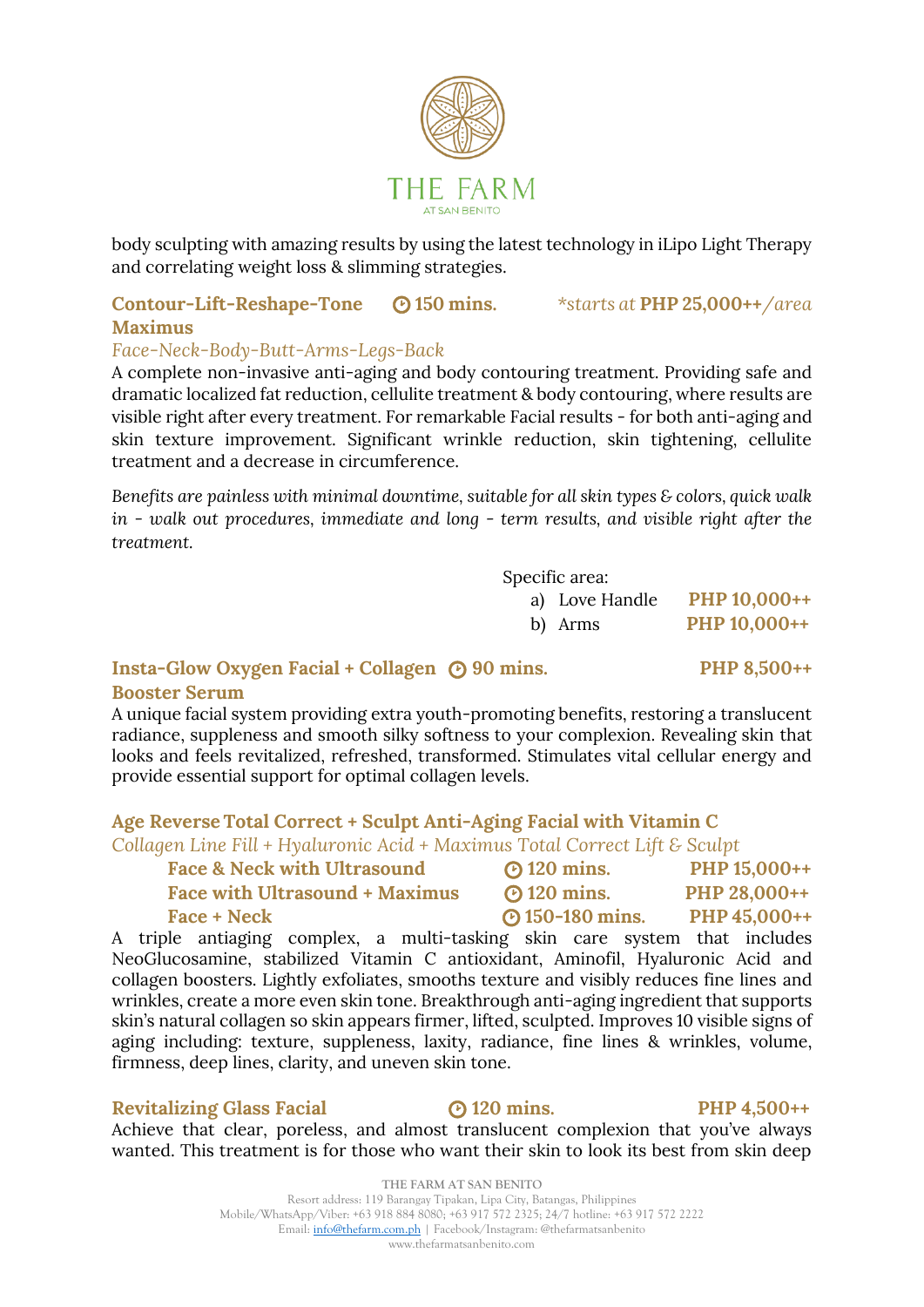body sculpting with amazing results by using the latest technology in iLipo Light Therapy and correlating weight loss & slimming strategies.

**Contour-Lift-Reshape-Tone Maximus** **150 mins.** *starts at **PHP 25,000++**/area*

*Face-Neck-Body-Butt-Arms-Legs-Back*

A complete non-invasive anti-aging and body contouring treatment. Providing safe and dramatic localized fat reduction, cellulite treatment & body contouring, where results are visible right after every treatment. For remarkable Facial results - for both anti-aging and skin texture improvement. Significant wrinkle reduction, skin tightening, cellulite treatment and a decrease in circumference.

*Benefits are painless with minimal downtime, suitable for all skin types & colors, quick walk in - walk out procedures, immediate and long - term results, and visible right after the treatment.*

Specific area:

a) Love Handle **PHP 10,000++**
b) Arms **PHP 10,000++**

**Insta-Glow Oxygen Facial + Collagen Booster Serum** **90 mins.** **PHP 8,500++**

A unique facial system providing extra youth-promoting benefits, restoring a translucent radiance, suppleness and smooth silky softness to your complexion. Revealing skin that looks and feels revitalized, refreshed, transformed. Stimulates vital cellular energy and provide essential support for optimal collagen levels.

**Age Reverse Total Correct + Sculpt Anti-Aging Facial with Vitamin C**

*Collagen Line Fill + Hyaluronic Acid + Maximus Total Correct Lift & Sculpt*

| | | |
|---|---|---|
| **Face & Neck with Ultrasound** | **120 mins.** | **PHP 15,000++** |
| **Face with Ultrasound + Maximus** | **120 mins.** | **PHP 28,000++** |
| **Face + Neck** | **150-180 mins.** | **PHP 45,000++** |

A triple antiaging complex, a multi-tasking skin care system that includes NeoGlucosamine, stabilized Vitamin C antioxidant, Aminofil, Hyaluronic Acid and collagen boosters. Lightly exfoliates, smooths texture and visibly reduces fine lines and wrinkles, create a more even skin tone. Breakthrough anti-aging ingredient that supports skin's natural collagen so skin appears firmer, lifted, sculpted. Improves 10 visible signs of aging including: texture, suppleness, laxity, radiance, fine lines & wrinkles, volume, firmness, deep lines, clarity, and uneven skin tone.

**Revitalizing Glass Facial** **120 mins.** **PHP 4,500++**

Achieve that clear, poreless, and almost translucent complexion that you've always wanted. This treatment is for those who want their skin to look its best from skin deep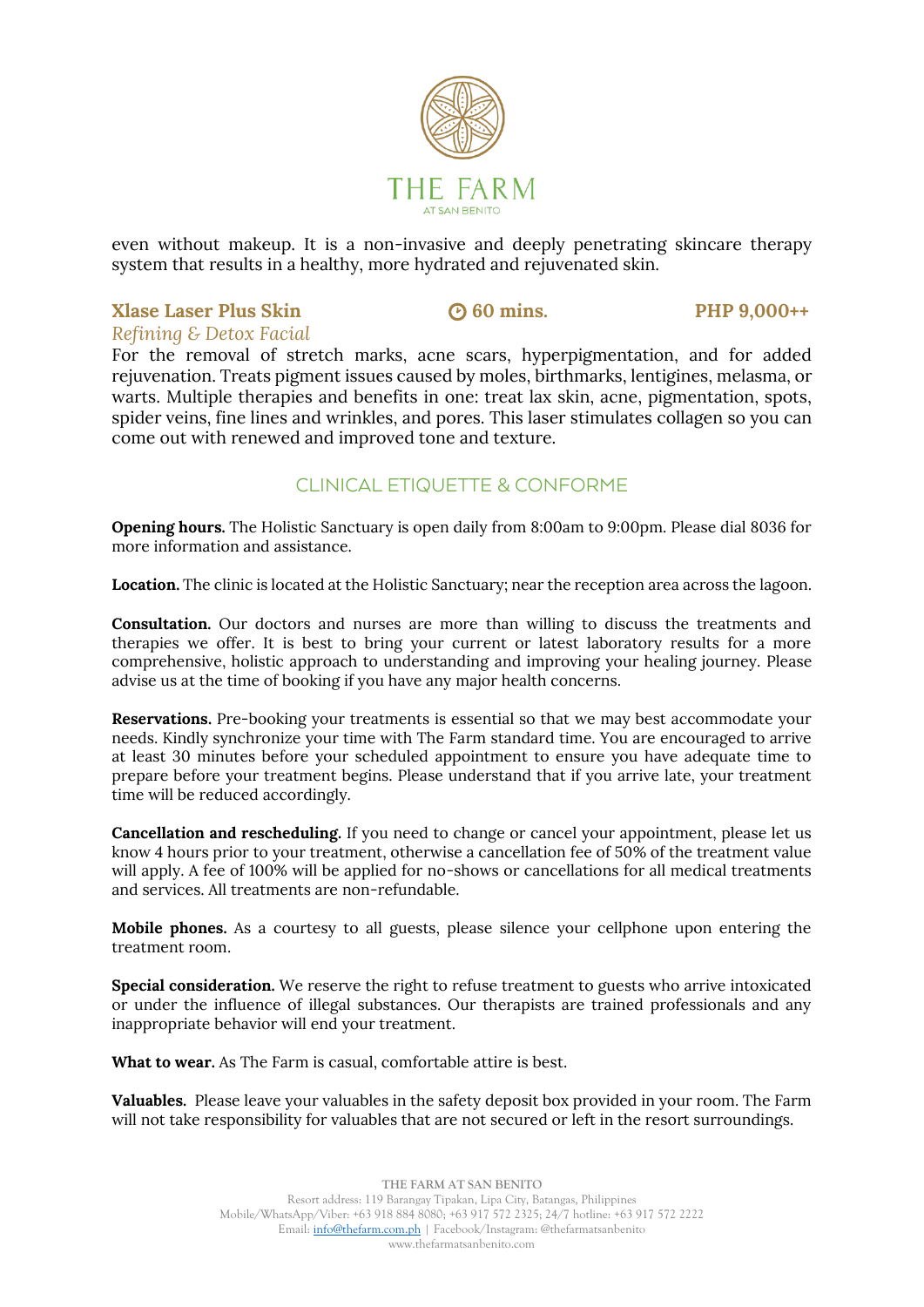even without makeup. It is a non-invasive and deeply penetrating skincare therapy system that results in a healthy, more hydrated and rejuvenated skin.

**Xlase Laser Plus Skin** **60 mins.** **PHP 9,000++**

*Refining & Detox Facial*

For the removal of stretch marks, acne scars, hyperpigmentation, and for added rejuvenation. Treats pigment issues caused by moles, birthmarks, lentigines, melasma, or warts. Multiple therapies and benefits in one: treat lax skin, acne, pigmentation, spots, spider veins, fine lines and wrinkles, and pores. This laser stimulates collagen so you can come out with renewed and improved tone and texture.

## CLINICAL ETIQUETTE & CONFORME

**Opening hours.** The Holistic Sanctuary is open daily from 8:00am to 9:00pm. Please dial 8036 for more information and assistance.

**Location.** The clinic is located at the Holistic Sanctuary; near the reception area across the lagoon.

**Consultation.** Our doctors and nurses are more than willing to discuss the treatments and therapies we offer. It is best to bring your current or latest laboratory results for a more comprehensive, holistic approach to understanding and improving your healing journey. Please advise us at the time of booking if you have any major health concerns.

**Reservations.** Pre-booking your treatments is essential so that we may best accommodate your needs. Kindly synchronize your time with The Farm standard time. You are encouraged to arrive at least 30 minutes before your scheduled appointment to ensure you have adequate time to prepare before your treatment begins. Please understand that if you arrive late, your treatment time will be reduced accordingly.

**Cancellation and rescheduling.** If you need to change or cancel your appointment, please let us know 4 hours prior to your treatment, otherwise a cancellation fee of 50% of the treatment value will apply. A fee of 100% will be applied for no-shows or cancellations for all medical treatments and services. All treatments are non-refundable.

**Mobile phones.** As a courtesy to all guests, please silence your cellphone upon entering the treatment room.

**Special consideration.** We reserve the right to refuse treatment to guests who arrive intoxicated or under the influence of illegal substances. Our therapists are trained professionals and any inappropriate behavior will end your treatment.

**What to wear.** As The Farm is casual, comfortable attire is best.

**Valuables.** Please leave your valuables in the safety deposit box provided in your room. The Farm will not take responsibility for valuables that are not secured or left in the resort surroundings.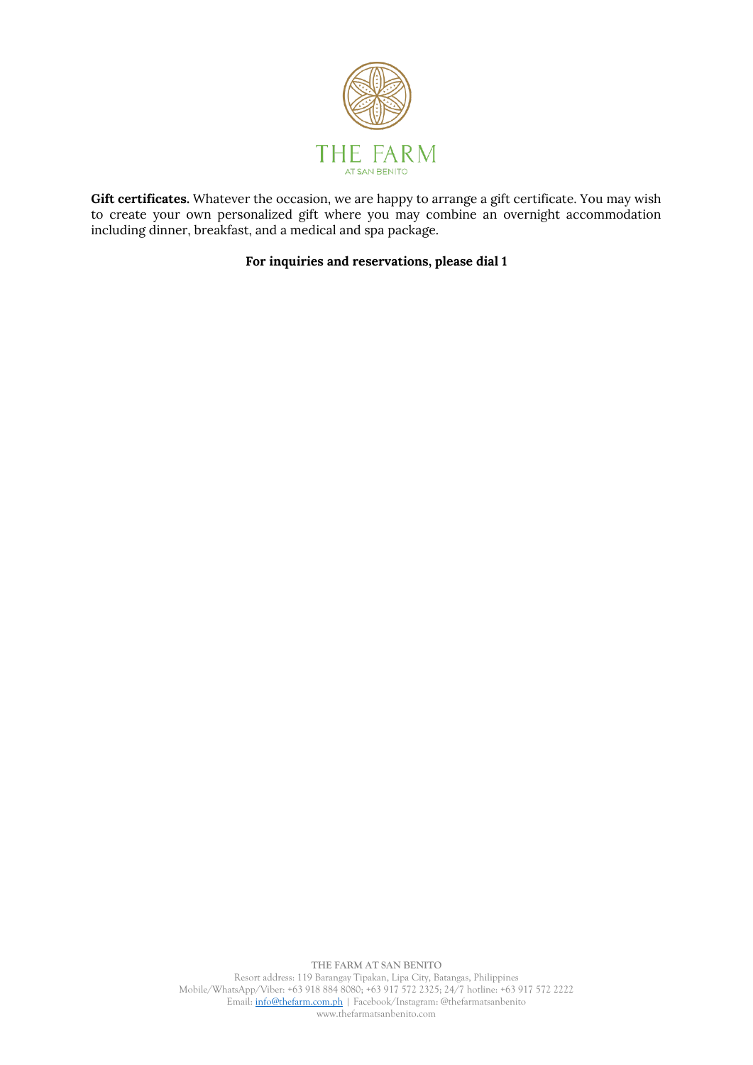**Gift certificates.** Whatever the occasion, we are happy to arrange a gift certificate. You may wish to create your own personalized gift where you may combine an overnight accommodation including dinner, breakfast, and a medical and spa package.

**For inquiries and reservations, please dial 1**